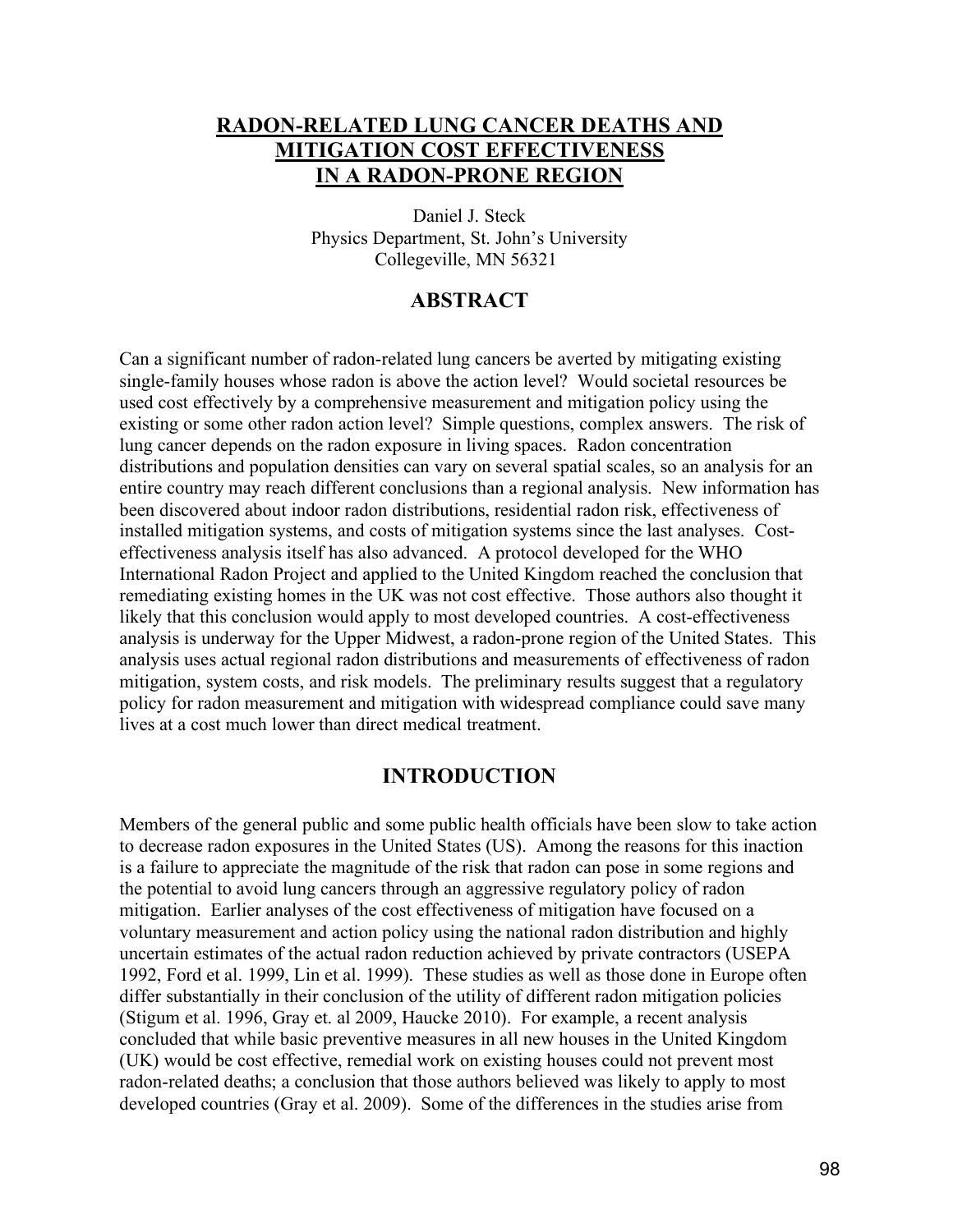# RADON-RELATED LUNG CANCER DEATHS AND MITIGATION COST EFFECTIVENESS IN A RADON-PRONE REGION

Daniel J. Steck
Physics Department, St. John's University
Collegeville, MN 56321

## ABSTRACT

Can a significant number of radon-related lung cancers be averted by mitigating existing single-family houses whose radon is above the action level? Would societal resources be used cost effectively by a comprehensive measurement and mitigation policy using the existing or some other radon action level? Simple questions, complex answers. The risk of lung cancer depends on the radon exposure in living spaces. Radon concentration distributions and population densities can vary on several spatial scales, so an analysis for an entire country may reach different conclusions than a regional analysis. New information has been discovered about indoor radon distributions, residential radon risk, effectiveness of installed mitigation systems, and costs of mitigation systems since the last analyses. Cost-effectiveness analysis itself has also advanced. A protocol developed for the WHO International Radon Project and applied to the United Kingdom reached the conclusion that remediating existing homes in the UK was not cost effective. Those authors also thought it likely that this conclusion would apply to most developed countries. A cost-effectiveness analysis is underway for the Upper Midwest, a radon-prone region of the United States. This analysis uses actual regional radon distributions and measurements of effectiveness of radon mitigation, system costs, and risk models. The preliminary results suggest that a regulatory policy for radon measurement and mitigation with widespread compliance could save many lives at a cost much lower than direct medical treatment.

## INTRODUCTION

Members of the general public and some public health officials have been slow to take action to decrease radon exposures in the United States (US). Among the reasons for this inaction is a failure to appreciate the magnitude of the risk that radon can pose in some regions and the potential to avoid lung cancers through an aggressive regulatory policy of radon mitigation. Earlier analyses of the cost effectiveness of mitigation have focused on a voluntary measurement and action policy using the national radon distribution and highly uncertain estimates of the actual radon reduction achieved by private contractors (USEPA 1992, Ford et al. 1999, Lin et al. 1999). These studies as well as those done in Europe often differ substantially in their conclusion of the utility of different radon mitigation policies (Stigum et al. 1996, Gray et. al 2009, Haucke 2010). For example, a recent analysis concluded that while basic preventive measures in all new houses in the United Kingdom (UK) would be cost effective, remedial work on existing houses could not prevent most radon-related deaths; a conclusion that those authors believed was likely to apply to most developed countries (Gray et al. 2009). Some of the differences in the studies arise from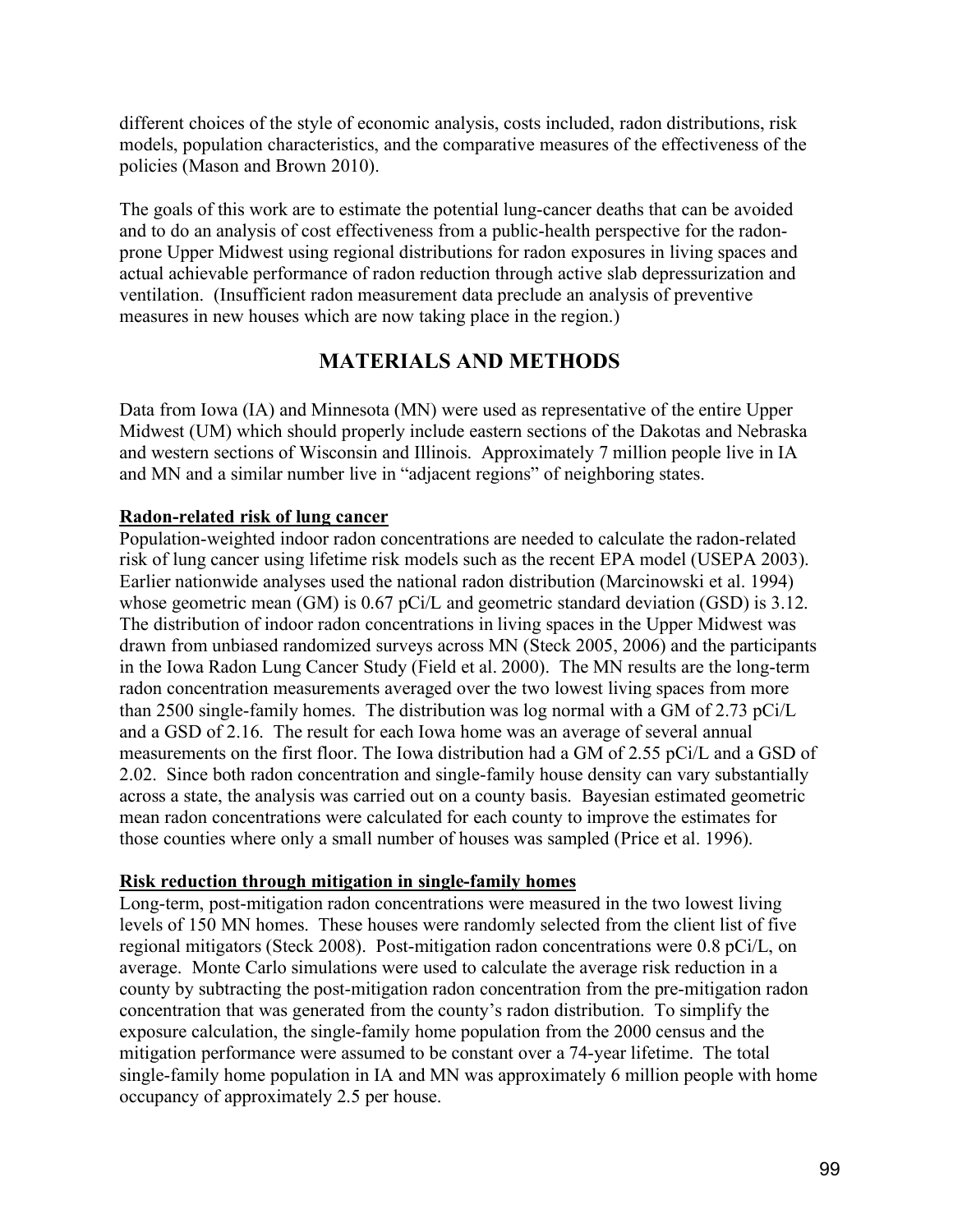different choices of the style of economic analysis, costs included, radon distributions, risk models, population characteristics, and the comparative measures of the effectiveness of the policies (Mason and Brown 2010).

The goals of this work are to estimate the potential lung-cancer deaths that can be avoided and to do an analysis of cost effectiveness from a public-health perspective for the radon-prone Upper Midwest using regional distributions for radon exposures in living spaces and actual achievable performance of radon reduction through active slab depressurization and ventilation. (Insufficient radon measurement data preclude an analysis of preventive measures in new houses which are now taking place in the region.)

## MATERIALS AND METHODS

Data from Iowa (IA) and Minnesota (MN) were used as representative of the entire Upper Midwest (UM) which should properly include eastern sections of the Dakotas and Nebraska and western sections of Wisconsin and Illinois. Approximately 7 million people live in IA and MN and a similar number live in "adjacent regions" of neighboring states.

### Radon-related risk of lung cancer

Population-weighted indoor radon concentrations are needed to calculate the radon-related risk of lung cancer using lifetime risk models such as the recent EPA model (USEPA 2003). Earlier nationwide analyses used the national radon distribution (Marcinowski et al. 1994) whose geometric mean (GM) is 0.67 pCi/L and geometric standard deviation (GSD) is 3.12. The distribution of indoor radon concentrations in living spaces in the Upper Midwest was drawn from unbiased randomized surveys across MN (Steck 2005, 2006) and the participants in the Iowa Radon Lung Cancer Study (Field et al. 2000). The MN results are the long-term radon concentration measurements averaged over the two lowest living spaces from more than 2500 single-family homes. The distribution was log normal with a GM of 2.73 pCi/L and a GSD of 2.16. The result for each Iowa home was an average of several annual measurements on the first floor. The Iowa distribution had a GM of 2.55 pCi/L and a GSD of 2.02. Since both radon concentration and single-family house density can vary substantially across a state, the analysis was carried out on a county basis. Bayesian estimated geometric mean radon concentrations were calculated for each county to improve the estimates for those counties where only a small number of houses was sampled (Price et al. 1996).

### Risk reduction through mitigation in single-family homes

Long-term, post-mitigation radon concentrations were measured in the two lowest living levels of 150 MN homes. These houses were randomly selected from the client list of five regional mitigators (Steck 2008). Post-mitigation radon concentrations were 0.8 pCi/L, on average. Monte Carlo simulations were used to calculate the average risk reduction in a county by subtracting the post-mitigation radon concentration from the pre-mitigation radon concentration that was generated from the county's radon distribution. To simplify the exposure calculation, the single-family home population from the 2000 census and the mitigation performance were assumed to be constant over a 74-year lifetime. The total single-family home population in IA and MN was approximately 6 million people with home occupancy of approximately 2.5 per house.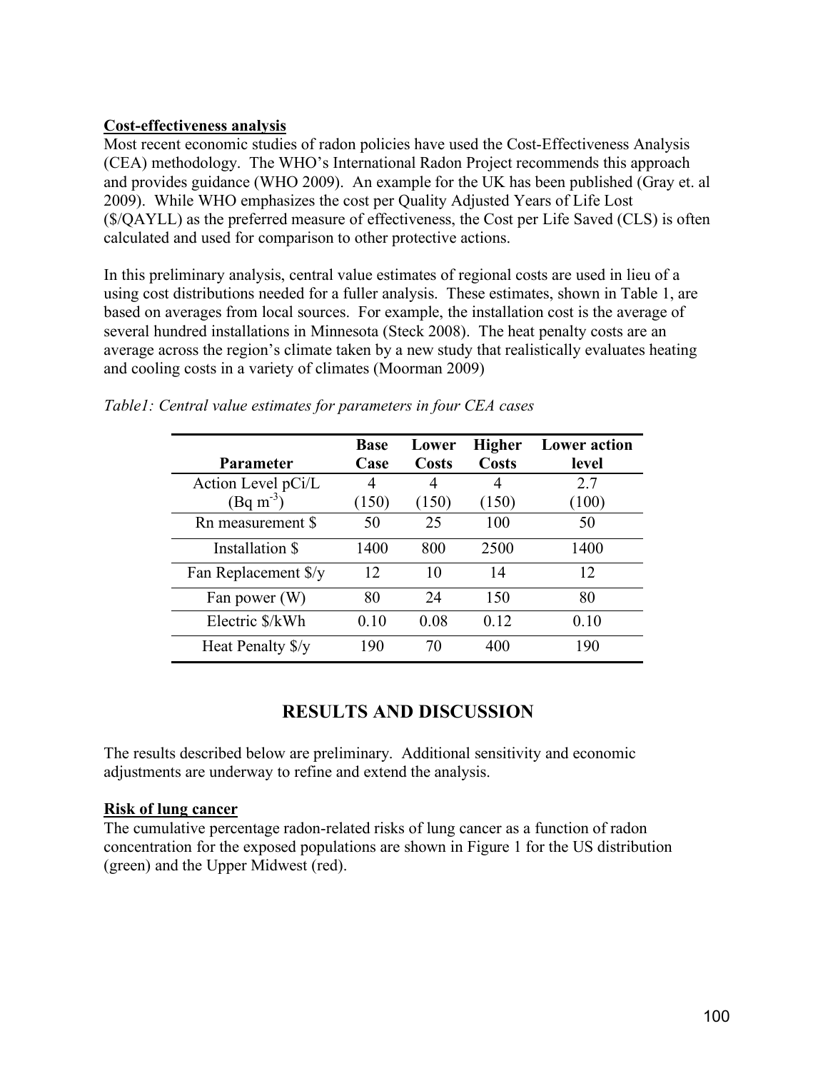**Cost-effectiveness analysis**

Most recent economic studies of radon policies have used the Cost-Effectiveness Analysis (CEA) methodology. The WHO's International Radon Project recommends this approach and provides guidance (WHO 2009). An example for the UK has been published (Gray et. al 2009). While WHO emphasizes the cost per Quality Adjusted Years of Life Lost ($/QAYLL) as the preferred measure of effectiveness, the Cost per Life Saved (CLS) is often calculated and used for comparison to other protective actions.

In this preliminary analysis, central value estimates of regional costs are used in lieu of a using cost distributions needed for a fuller analysis. These estimates, shown in Table 1, are based on averages from local sources. For example, the installation cost is the average of several hundred installations in Minnesota (Steck 2008). The heat penalty costs are an average across the region's climate taken by a new study that realistically evaluates heating and cooling costs in a variety of climates (Moorman 2009)

*Table1: Central value estimates for parameters in four CEA cases*

| Parameter | Base Case | Lower Costs | Higher Costs | Lower action level |
|---|---|---|---|---|
| Action Level pCi/L (Bq $m^{-3}$) | 4 (150) | 4 (150) | 4 (150) | 2.7 (100) |
| Rn measurement $ | 50 | 25 | 100 | 50 |
| Installation $ | 1400 | 800 | 2500 | 1400 |
| Fan Replacement $/y | 12 | 10 | 14 | 12 |
| Fan power (W) | 80 | 24 | 150 | 80 |
| Electric $/kWh | 0.10 | 0.08 | 0.12 | 0.10 |
| Heat Penalty $/y | 190 | 70 | 400 | 190 |

# RESULTS AND DISCUSSION

The results described below are preliminary. Additional sensitivity and economic adjustments are underway to refine and extend the analysis.

**Risk of lung cancer**

The cumulative percentage radon-related risks of lung cancer as a function of radon concentration for the exposed populations are shown in Figure 1 for the US distribution (green) and the Upper Midwest (red).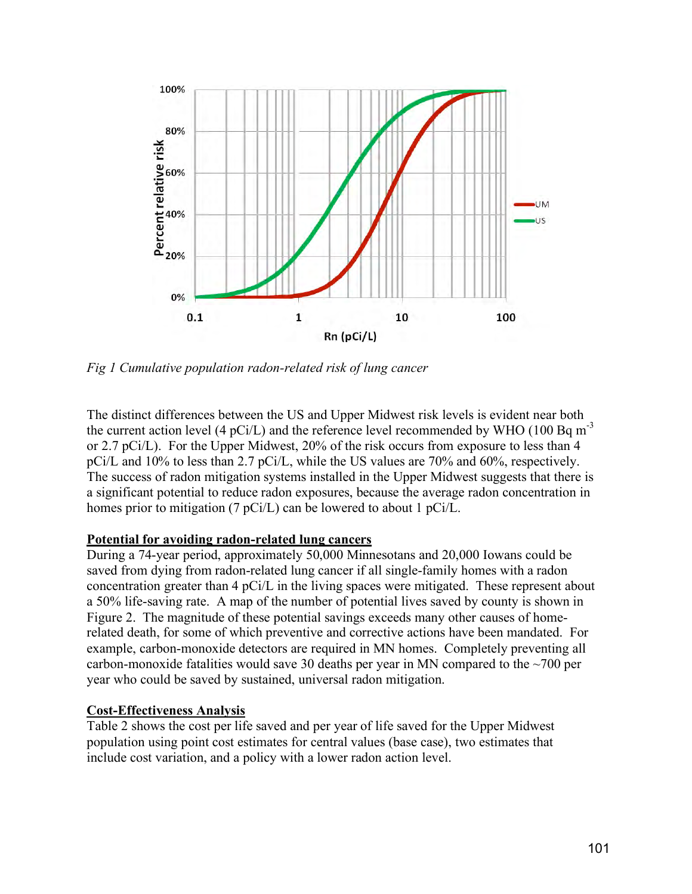*Fig 1 Cumulative population radon-related risk of lung cancer*

The distinct differences between the US and Upper Midwest risk levels is evident near both the current action level (4 pCi/L) and the reference level recommended by WHO (100 Bq m$^{-3}$ or 2.7 pCi/L). For the Upper Midwest, 20% of the risk occurs from exposure to less than 4 pCi/L and 10% to less than 2.7 pCi/L, while the US values are 70% and 60%, respectively. The success of radon mitigation systems installed in the Upper Midwest suggests that there is a significant potential to reduce radon exposures, because the average radon concentration in homes prior to mitigation (7 pCi/L) can be lowered to about 1 pCi/L.

**Potential for avoiding radon-related lung cancers**

During a 74-year period, approximately 50,000 Minnesotans and 20,000 Iowans could be saved from dying from radon-related lung cancer if all single-family homes with a radon concentration greater than 4 pCi/L in the living spaces were mitigated. These represent about a 50% life-saving rate. A map of the number of potential lives saved by county is shown in Figure 2. The magnitude of these potential savings exceeds many other causes of home-related death, for some of which preventive and corrective actions have been mandated. For example, carbon-monoxide detectors are required in MN homes. Completely preventing all carbon-monoxide fatalities would save 30 deaths per year in MN compared to the ~700 per year who could be saved by sustained, universal radon mitigation.

**Cost-Effectiveness Analysis**

Table 2 shows the cost per life saved and per year of life saved for the Upper Midwest population using point cost estimates for central values (base case), two estimates that include cost variation, and a policy with a lower radon action level.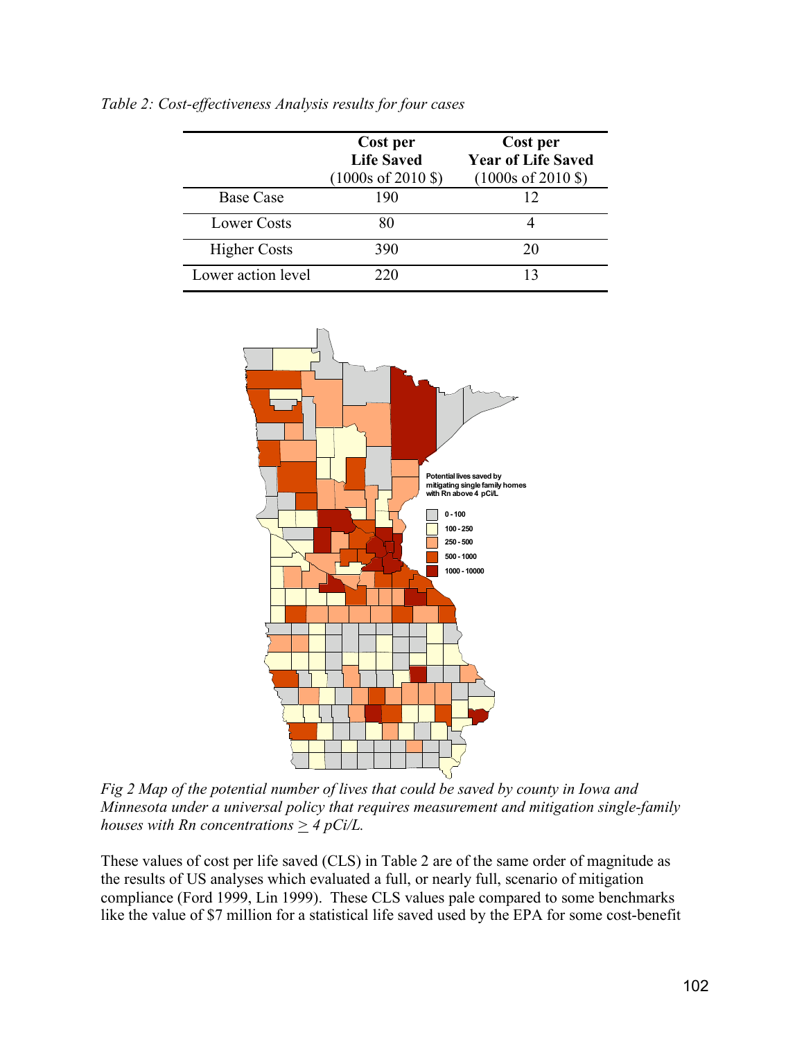*Table 2: Cost-effectiveness Analysis results for four cases*

| | Cost per Life Saved (1000s of 2010 $) | Cost per Year of Life Saved (1000s of 2010 $) |
|---|---|---|
| Base Case | 190 | 12 |
| Lower Costs | 80 | 4 |
| Higher Costs | 390 | 20 |
| Lower action level | 220 | 13 |

*Fig 2 Map of the potential number of lives that could be saved by county in Iowa and Minnesota under a universal policy that requires measurement and mitigation single-family houses with Rn concentrations ≥ 4 pCi/L.*

These values of cost per life saved (CLS) in Table 2 are of the same order of magnitude as the results of US analyses which evaluated a full, or nearly full, scenario of mitigation compliance (Ford 1999, Lin 1999). These CLS values pale compared to some benchmarks like the value of $7 million for a statistical life saved used by the EPA for some cost-benefit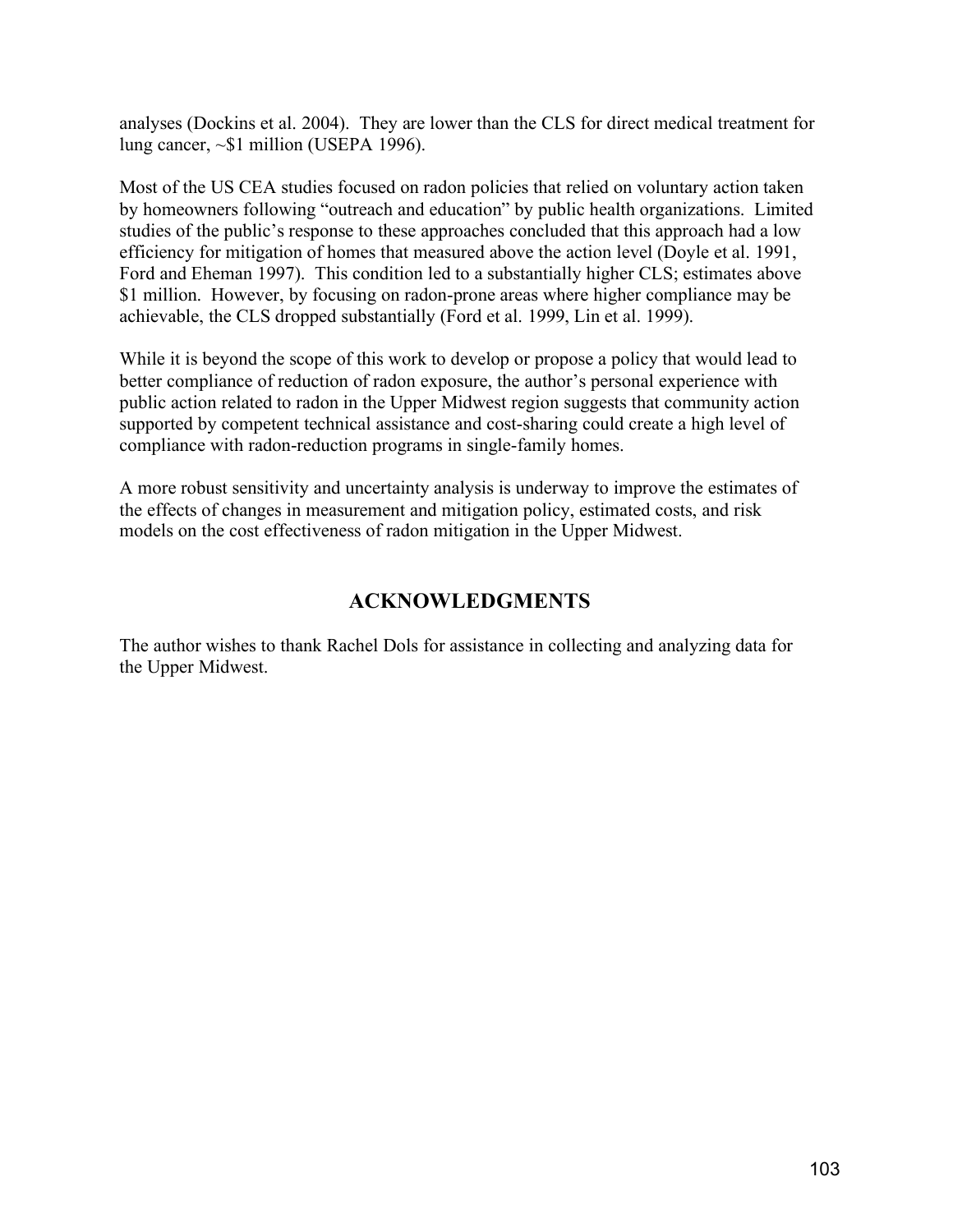analyses (Dockins et al. 2004). They are lower than the CLS for direct medical treatment for lung cancer, ~$1 million (USEPA 1996).

Most of the US CEA studies focused on radon policies that relied on voluntary action taken by homeowners following "outreach and education" by public health organizations. Limited studies of the public's response to these approaches concluded that this approach had a low efficiency for mitigation of homes that measured above the action level (Doyle et al. 1991, Ford and Eheman 1997). This condition led to a substantially higher CLS; estimates above $1 million. However, by focusing on radon-prone areas where higher compliance may be achievable, the CLS dropped substantially (Ford et al. 1999, Lin et al. 1999).

While it is beyond the scope of this work to develop or propose a policy that would lead to better compliance of reduction of radon exposure, the author's personal experience with public action related to radon in the Upper Midwest region suggests that community action supported by competent technical assistance and cost-sharing could create a high level of compliance with radon-reduction programs in single-family homes.

A more robust sensitivity and uncertainty analysis is underway to improve the estimates of the effects of changes in measurement and mitigation policy, estimated costs, and risk models on the cost effectiveness of radon mitigation in the Upper Midwest.

## ACKNOWLEDGMENTS

The author wishes to thank Rachel Dols for assistance in collecting and analyzing data for the Upper Midwest.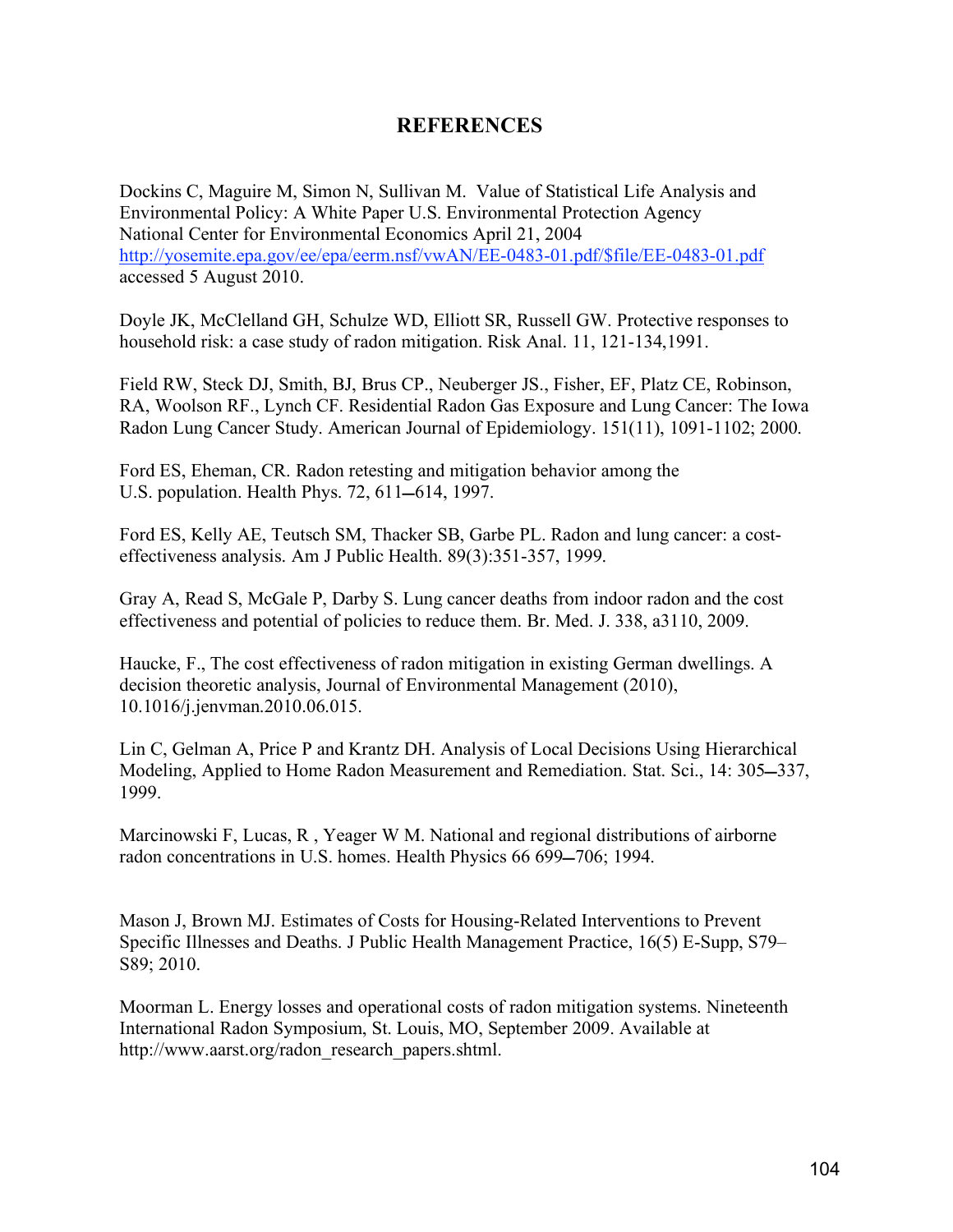## REFERENCES

Dockins C, Maguire M, Simon N, Sullivan M. Value of Statistical Life Analysis and Environmental Policy: A White Paper U.S. Environmental Protection Agency National Center for Environmental Economics April 21, 2004 http://yosemite.epa.gov/ee/epa/eerm.nsf/vwAN/EE-0483-01.pdf/$file/EE-0483-01.pdf accessed 5 August 2010.

Doyle JK, McClelland GH, Schulze WD, Elliott SR, Russell GW. Protective responses to household risk: a case study of radon mitigation. Risk Anal. 11, 121-134,1991.

Field RW, Steck DJ, Smith, BJ, Brus CP., Neuberger JS., Fisher, EF, Platz CE, Robinson, RA, Woolson RF., Lynch CF. Residential Radon Gas Exposure and Lung Cancer: The Iowa Radon Lung Cancer Study. American Journal of Epidemiology. 151(11), 1091-1102; 2000.

Ford ES, Eheman, CR. Radon retesting and mitigation behavior among the U.S. population. Health Phys. 72, 611–614, 1997.

Ford ES, Kelly AE, Teutsch SM, Thacker SB, Garbe PL. Radon and lung cancer: a cost-effectiveness analysis. Am J Public Health. 89(3):351-357, 1999.

Gray A, Read S, McGale P, Darby S. Lung cancer deaths from indoor radon and the cost effectiveness and potential of policies to reduce them. Br. Med. J. 338, a3110, 2009.

Haucke, F., The cost effectiveness of radon mitigation in existing German dwellings. A decision theoretic analysis, Journal of Environmental Management (2010), 10.1016/j.jenvman.2010.06.015.

Lin C, Gelman A, Price P and Krantz DH. Analysis of Local Decisions Using Hierarchical Modeling, Applied to Home Radon Measurement and Remediation. Stat. Sci., 14: 305–337, 1999.

Marcinowski F, Lucas, R , Yeager W M. National and regional distributions of airborne radon concentrations in U.S. homes. Health Physics 66 699–706; 1994.

Mason J, Brown MJ. Estimates of Costs for Housing-Related Interventions to Prevent Specific Illnesses and Deaths. J Public Health Management Practice, 16(5) E-Supp, S79–S89; 2010.

Moorman L. Energy losses and operational costs of radon mitigation systems. Nineteenth International Radon Symposium, St. Louis, MO, September 2009. Available at http://www.aarst.org/radon_research_papers.shtml.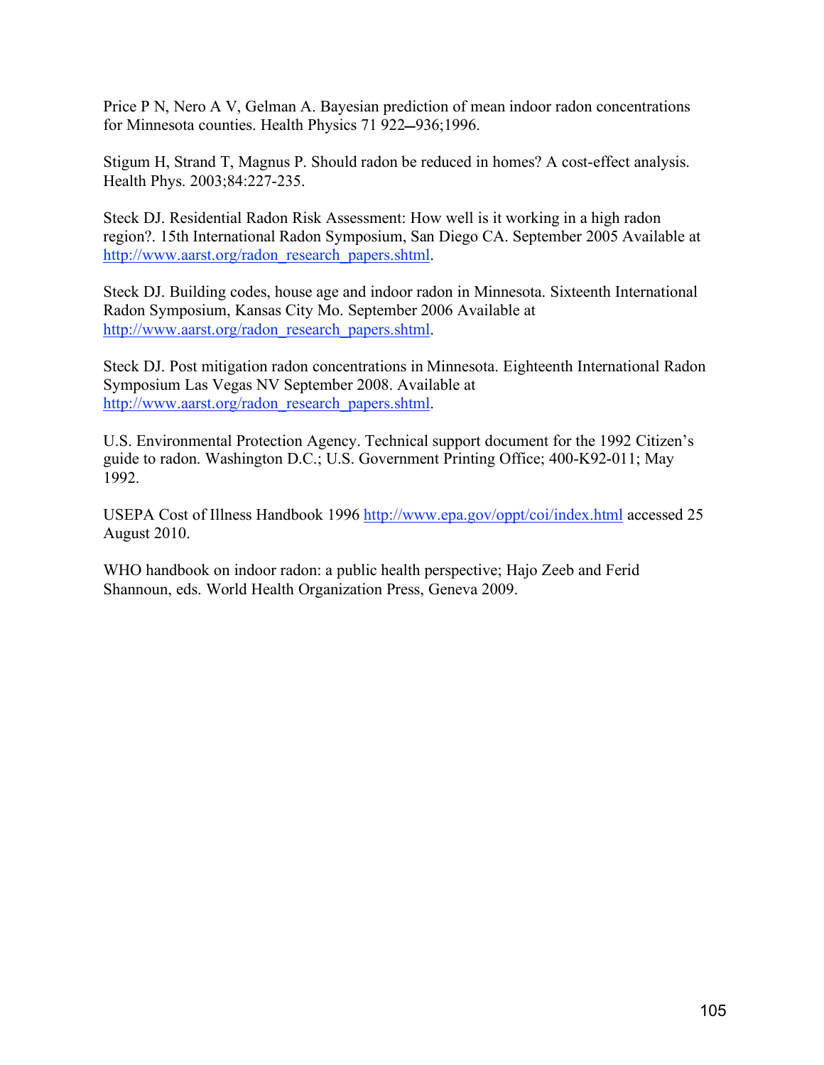Price P N, Nero A V, Gelman A. Bayesian prediction of mean indoor radon concentrations for Minnesota counties. Health Physics 71 922–936;1996.

Stigum H, Strand T, Magnus P. Should radon be reduced in homes? A cost-effect analysis. Health Phys. 2003;84:227-235.

Steck DJ. Residential Radon Risk Assessment: How well is it working in a high radon region?. 15th International Radon Symposium, San Diego CA. September 2005 Available at http://www.aarst.org/radon_research_papers.shtml.

Steck DJ. Building codes, house age and indoor radon in Minnesota. Sixteenth International Radon Symposium, Kansas City Mo. September 2006 Available at http://www.aarst.org/radon_research_papers.shtml.

Steck DJ. Post mitigation radon concentrations in Minnesota. Eighteenth International Radon Symposium Las Vegas NV September 2008. Available at http://www.aarst.org/radon_research_papers.shtml.

U.S. Environmental Protection Agency. Technical support document for the 1992 Citizen's guide to radon. Washington D.C.; U.S. Government Printing Office; 400-K92-011; May 1992.

USEPA Cost of Illness Handbook 1996 http://www.epa.gov/oppt/coi/index.html accessed 25 August 2010.

WHO handbook on indoor radon: a public health perspective; Hajo Zeeb and Ferid Shannoun, eds. World Health Organization Press, Geneva 2009.